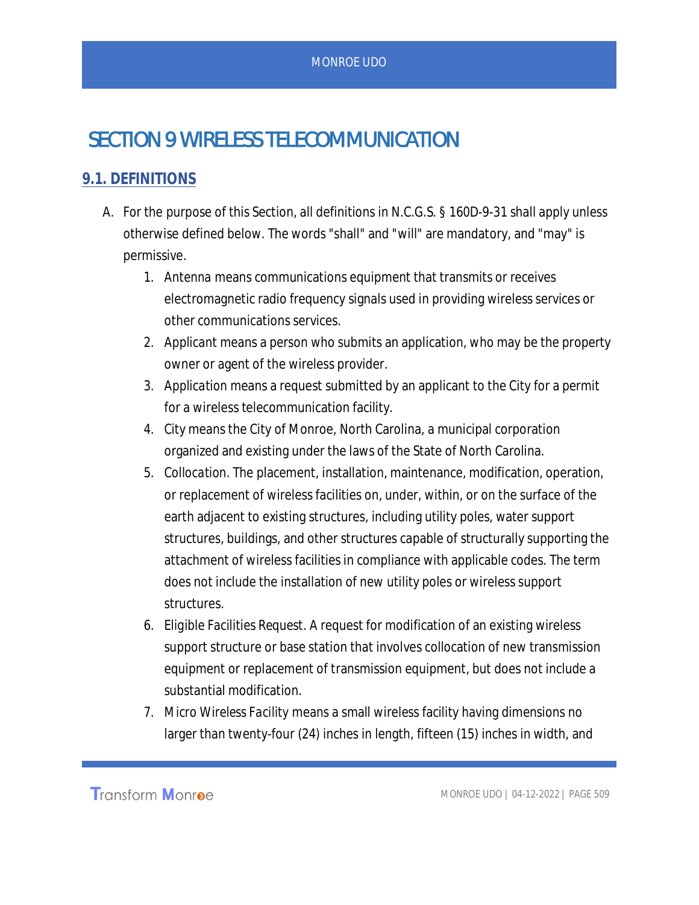# SECTION 9 WIRELESS TELECOMMUNICATION

## 9.1. DEFINITIONS

A. For the purpose of this Section, all definitions in N.C.G.S. § 160D-9-31 shall apply unless otherwise defined below. The words "shall" and "will" are mandatory, and "may" is permissive.

   1. Antenna means communications equipment that transmits or receives electromagnetic radio frequency signals used in providing wireless services or other communications services.
   2. Applicant means a person who submits an application, who may be the property owner or agent of the wireless provider.
   3. Application means a request submitted by an applicant to the City for a permit for a wireless telecommunication facility.
   4. City means the City of Monroe, North Carolina, a municipal corporation organized and existing under the laws of the State of North Carolina.
   5. Collocation. The placement, installation, maintenance, modification, operation, or replacement of wireless facilities on, under, within, or on the surface of the earth adjacent to existing structures, including utility poles, water support structures, buildings, and other structures capable of structurally supporting the attachment of wireless facilities in compliance with applicable codes. The term does not include the installation of new utility poles or wireless support structures.
   6. Eligible Facilities Request. A request for modification of an existing wireless support structure or base station that involves collocation of new transmission equipment or replacement of transmission equipment, but does not include a substantial modification.
   7. Micro Wireless Facility means a small wireless facility having dimensions no larger than twenty-four (24) inches in length, fifteen (15) inches in width, and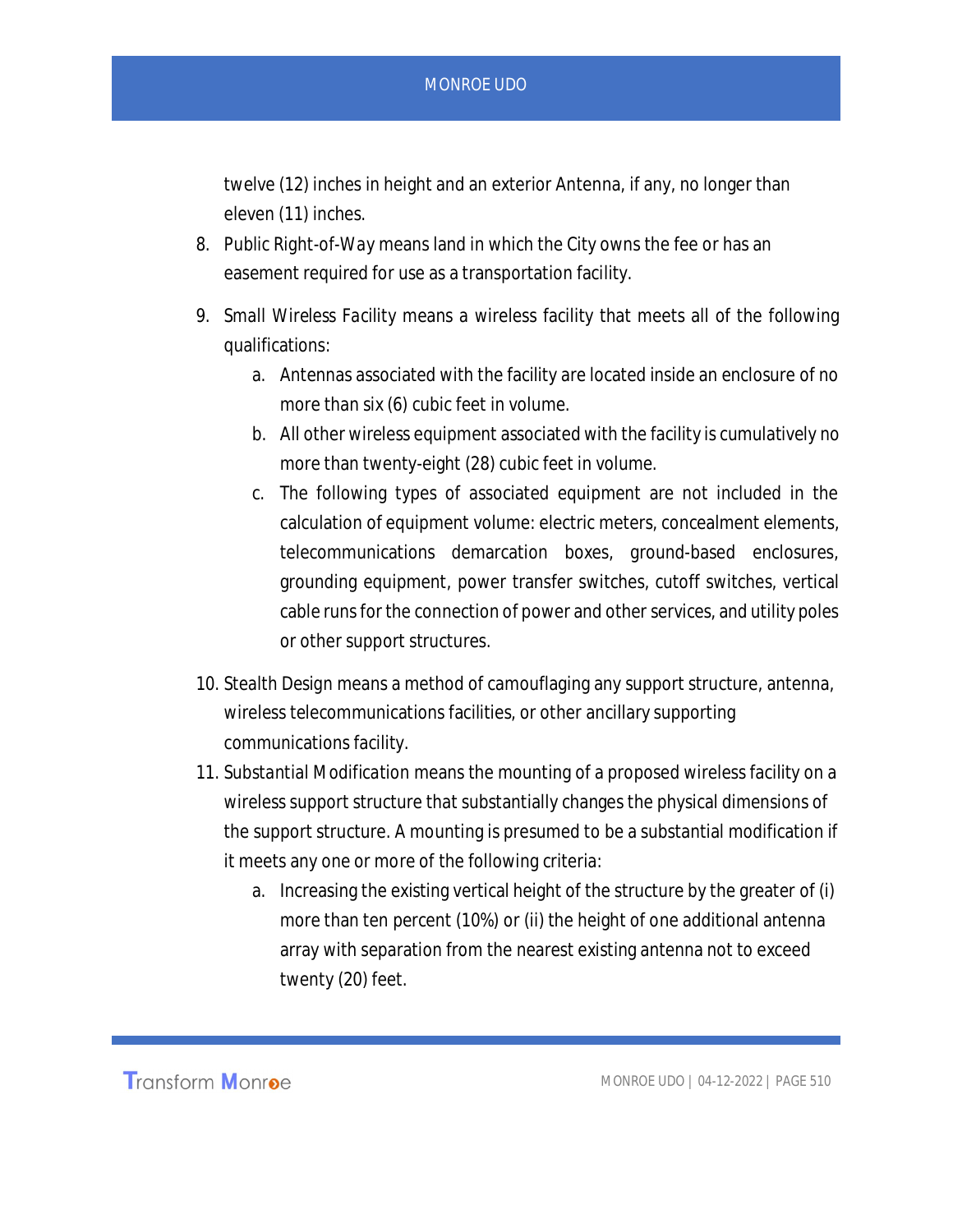twelve (12) inches in height and an exterior Antenna, if any, no longer than eleven (11) inches.

8. Public Right-of-Way means land in which the City owns the fee or has an easement required for use as a transportation facility.

9. Small Wireless Facility means a wireless facility that meets all of the following qualifications:
    a. Antennas associated with the facility are located inside an enclosure of no more than six (6) cubic feet in volume.
    b. All other wireless equipment associated with the facility is cumulatively no more than twenty-eight (28) cubic feet in volume.
    c. The following types of associated equipment are not included in the calculation of equipment volume: electric meters, concealment elements, telecommunications demarcation boxes, ground-based enclosures, grounding equipment, power transfer switches, cutoff switches, vertical cable runs for the connection of power and other services, and utility poles or other support structures.

10. Stealth Design means a method of camouflaging any support structure, antenna, wireless telecommunications facilities, or other ancillary supporting communications facility.

11. Substantial Modification means the mounting of a proposed wireless facility on a wireless support structure that substantially changes the physical dimensions of the support structure. A mounting is presumed to be a substantial modification if it meets any one or more of the following criteria:
    a. Increasing the existing vertical height of the structure by the greater of (i) more than ten percent (10%) or (ii) the height of one additional antenna array with separation from the nearest existing antenna not to exceed twenty (20) feet.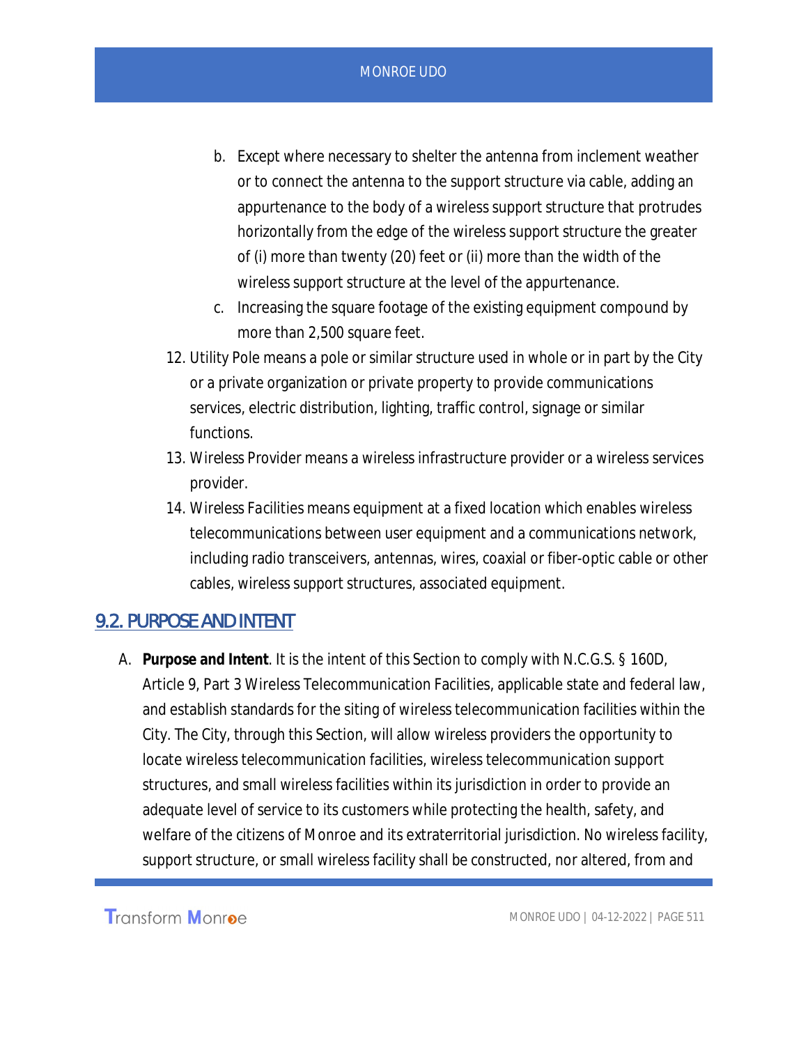b. Except where necessary to shelter the antenna from inclement weather or to connect the antenna to the support structure via cable, adding an appurtenance to the body of a wireless support structure that protrudes horizontally from the edge of the wireless support structure the greater of (i) more than twenty (20) feet or (ii) more than the width of the wireless support structure at the level of the appurtenance.

c. Increasing the square footage of the existing equipment compound by more than 2,500 square feet.

12. Utility Pole means a pole or similar structure used in whole or in part by the City or a private organization or private property to provide communications services, electric distribution, lighting, traffic control, signage or similar functions.
13. Wireless Provider means a wireless infrastructure provider or a wireless services provider.
14. Wireless Facilities means equipment at a fixed location which enables wireless telecommunications between user equipment and a communications network, including radio transceivers, antennas, wires, coaxial or fiber-optic cable or other cables, wireless support structures, associated equipment.

## 9.2. PURPOSE AND INTENT

A. **Purpose and Intent**. It is the intent of this Section to comply with N.C.G.S. § 160D, Article 9, Part 3 Wireless Telecommunication Facilities, applicable state and federal law, and establish standards for the siting of wireless telecommunication facilities within the City. The City, through this Section, will allow wireless providers the opportunity to locate wireless telecommunication facilities, wireless telecommunication support structures, and small wireless facilities within its jurisdiction in order to provide an adequate level of service to its customers while protecting the health, safety, and welfare of the citizens of Monroe and its extraterritorial jurisdiction. No wireless facility, support structure, or small wireless facility shall be constructed, nor altered, from and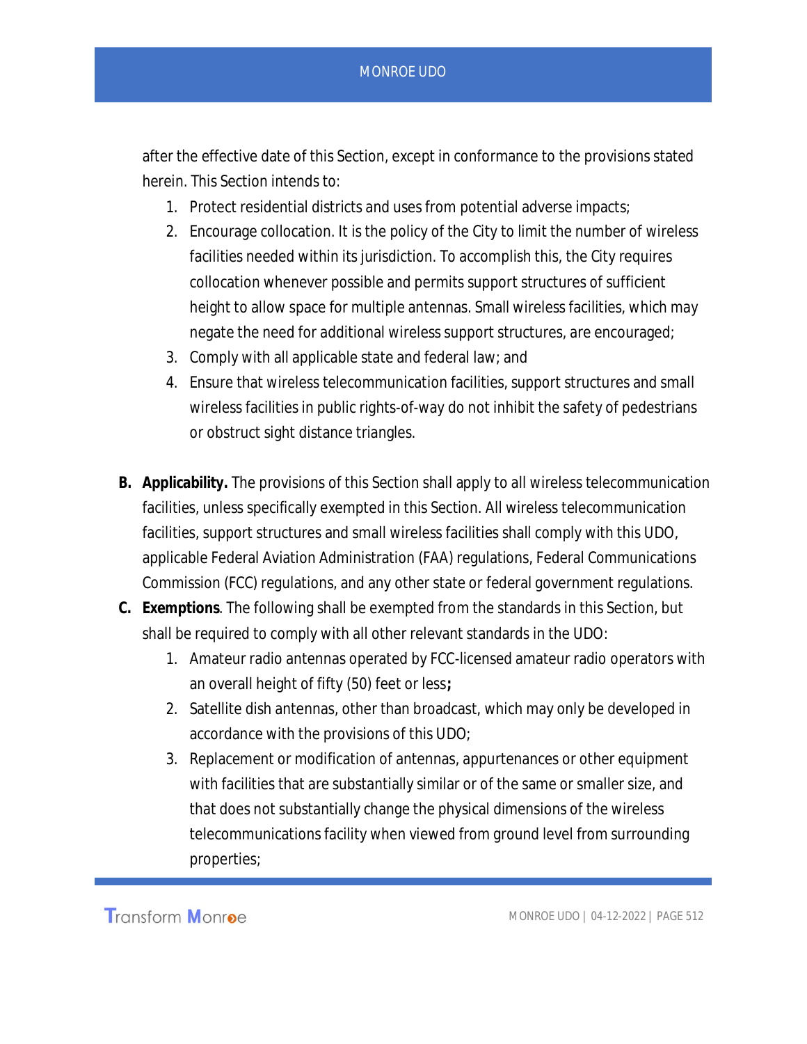after the effective date of this Section, except in conformance to the provisions stated herein. This Section intends to:

1. Protect residential districts and uses from potential adverse impacts;
2. Encourage collocation. It is the policy of the City to limit the number of wireless facilities needed within its jurisdiction. To accomplish this, the City requires collocation whenever possible and permits support structures of sufficient height to allow space for multiple antennas. Small wireless facilities, which may negate the need for additional wireless support structures, are encouraged;
3. Comply with all applicable state and federal law; and
4. Ensure that wireless telecommunication facilities, support structures and small wireless facilities in public rights-of-way do not inhibit the safety of pedestrians or obstruct sight distance triangles.

**B. Applicability.** The provisions of this Section shall apply to all wireless telecommunication facilities, unless specifically exempted in this Section. All wireless telecommunication facilities, support structures and small wireless facilities shall comply with this UDO, applicable Federal Aviation Administration (FAA) regulations, Federal Communications Commission (FCC) regulations, and any other state or federal government regulations.

**C. Exemptions**. The following shall be exempted from the standards in this Section, but shall be required to comply with all other relevant standards in the UDO:

1. Amateur radio antennas operated by FCC-licensed amateur radio operators with an overall height of fifty (50) feet or less**;**
2. Satellite dish antennas, other than broadcast, which may only be developed in accordance with the provisions of this UDO;
3. Replacement or modification of antennas, appurtenances or other equipment with facilities that are substantially similar or of the same or smaller size, and that does not substantially change the physical dimensions of the wireless telecommunications facility when viewed from ground level from surrounding properties;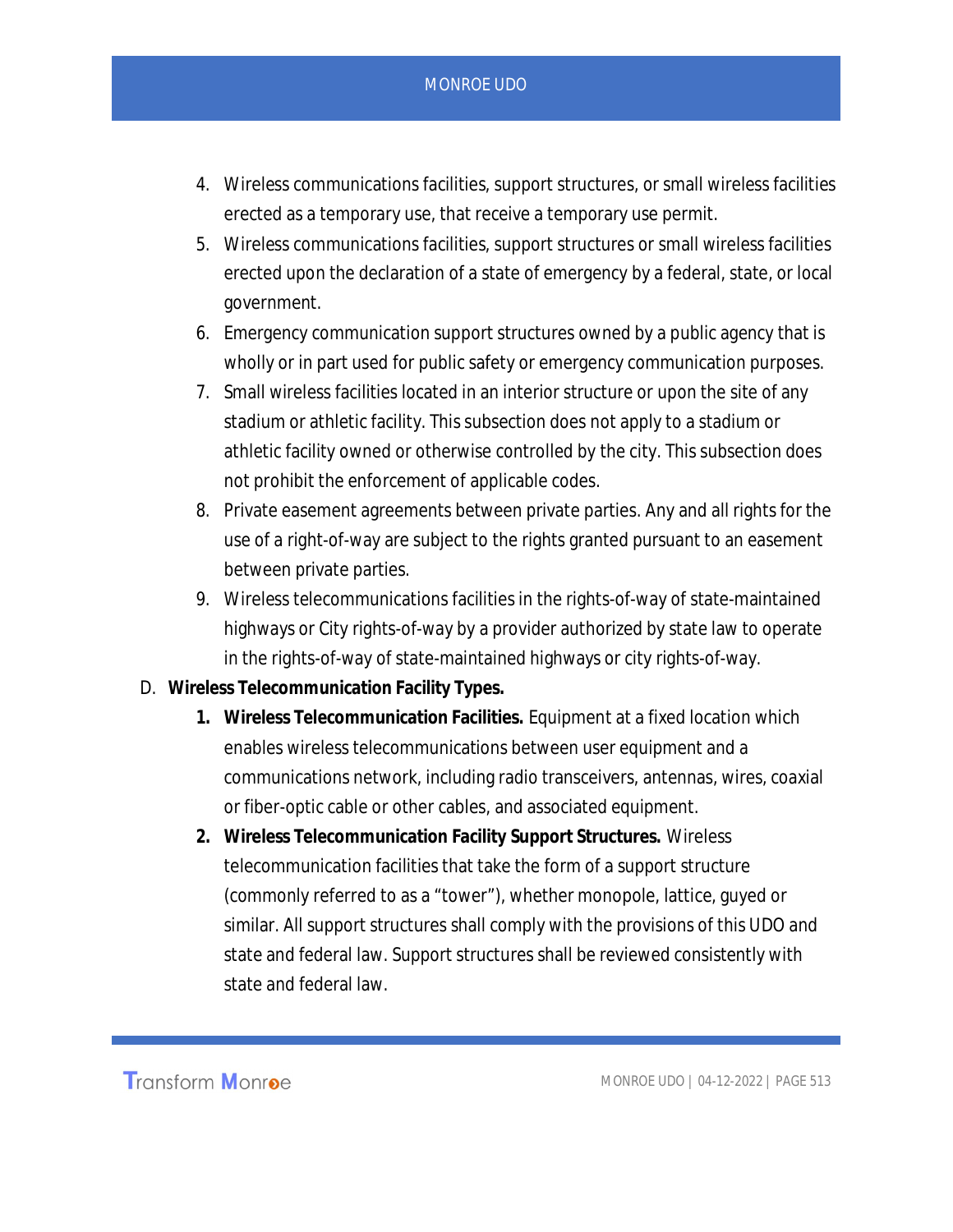4. Wireless communications facilities, support structures, or small wireless facilities erected as a temporary use, that receive a temporary use permit.
5. Wireless communications facilities, support structures or small wireless facilities erected upon the declaration of a state of emergency by a federal, state, or local government.
6. Emergency communication support structures owned by a public agency that is wholly or in part used for public safety or emergency communication purposes.
7. Small wireless facilities located in an interior structure or upon the site of any stadium or athletic facility. This subsection does not apply to a stadium or athletic facility owned or otherwise controlled by the city. This subsection does not prohibit the enforcement of applicable codes.
8. Private easement agreements between private parties. Any and all rights for the use of a right-of-way are subject to the rights granted pursuant to an easement between private parties.
9. Wireless telecommunications facilities in the rights-of-way of state-maintained highways or City rights-of-way by a provider authorized by state law to operate in the rights-of-way of state-maintained highways or city rights-of-way.

D. **Wireless Telecommunication Facility Types.**

   1. **Wireless Telecommunication Facilities.** Equipment at a fixed location which enables wireless telecommunications between user equipment and a communications network, including radio transceivers, antennas, wires, coaxial or fiber-optic cable or other cables, and associated equipment.
   2. **Wireless Telecommunication Facility Support Structures.** Wireless telecommunication facilities that take the form of a support structure (commonly referred to as a "tower"), whether monopole, lattice, guyed or similar. All support structures shall comply with the provisions of this UDO and state and federal law. Support structures shall be reviewed consistently with state and federal law.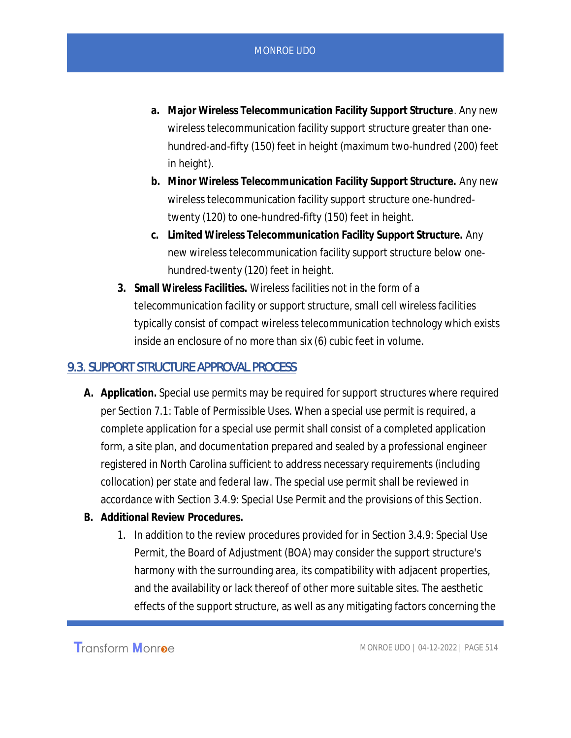a. **Major Wireless Telecommunication Facility Support Structure**. Any new wireless telecommunication facility support structure greater than one-hundred-and-fifty (150) feet in height (maximum two-hundred (200) feet in height).
b. **Minor Wireless Telecommunication Facility Support Structure.** Any new wireless telecommunication facility support structure one-hundred-twenty (120) to one-hundred-fifty (150) feet in height.
c. **Limited Wireless Telecommunication Facility Support Structure.** Any new wireless telecommunication facility support structure below one-hundred-twenty (120) feet in height.

3. **Small Wireless Facilities.** Wireless facilities not in the form of a telecommunication facility or support structure, small cell wireless facilities typically consist of compact wireless telecommunication technology which exists inside an enclosure of no more than six (6) cubic feet in volume.

## 9.3. SUPPORT STRUCTURE APPROVAL PROCESS

A. **Application.** Special use permits may be required for support structures where required per Section 7.1: Table of Permissible Uses. When a special use permit is required, a complete application for a special use permit shall consist of a completed application form, a site plan, and documentation prepared and sealed by a professional engineer registered in North Carolina sufficient to address necessary requirements (including collocation) per state and federal law. The special use permit shall be reviewed in accordance with Section 3.4.9: Special Use Permit and the provisions of this Section.

B. **Additional Review Procedures.**
   1. In addition to the review procedures provided for in Section 3.4.9: Special Use Permit, the Board of Adjustment (BOA) may consider the support structure's harmony with the surrounding area, its compatibility with adjacent properties, and the availability or lack thereof of other more suitable sites. The aesthetic effects of the support structure, as well as any mitigating factors concerning the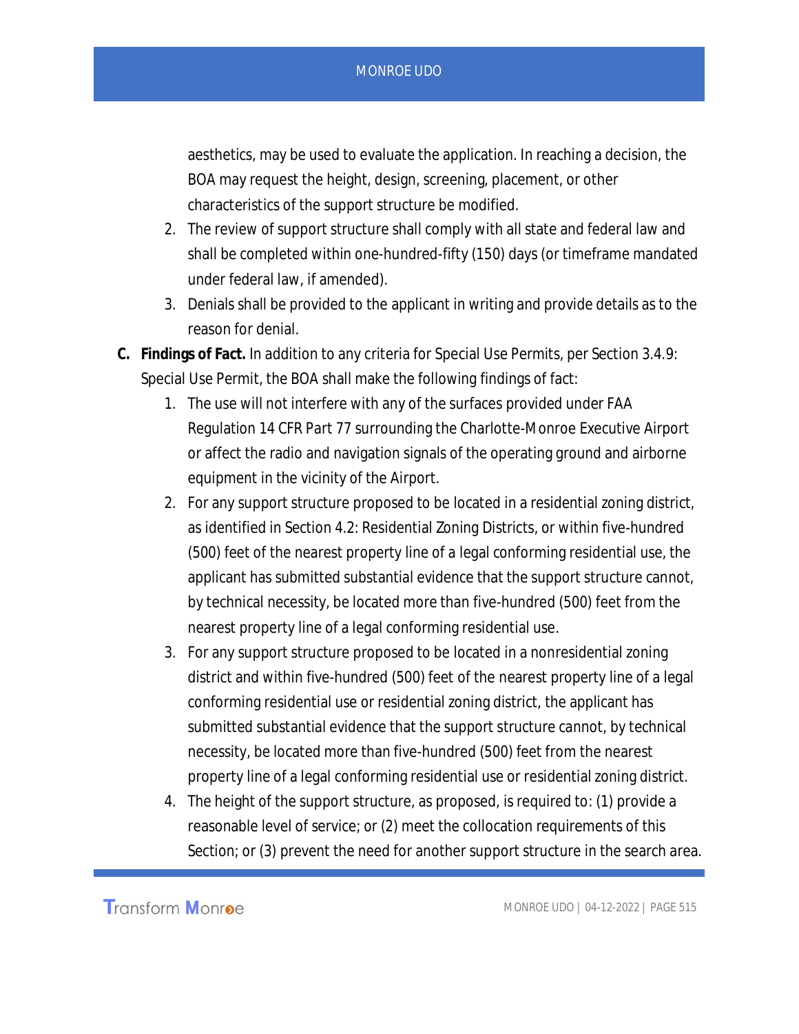aesthetics, may be used to evaluate the application. In reaching a decision, the BOA may request the height, design, screening, placement, or other characteristics of the support structure be modified.

2. The review of support structure shall comply with all state and federal law and shall be completed within one-hundred-fifty (150) days (or timeframe mandated under federal law, if amended).
3. Denials shall be provided to the applicant in writing and provide details as to the reason for denial.

**C. Findings of Fact.** In addition to any criteria for Special Use Permits, per Section 3.4.9: Special Use Permit, the BOA shall make the following findings of fact:

1. The use will not interfere with any of the surfaces provided under FAA Regulation 14 CFR Part 77 surrounding the Charlotte-Monroe Executive Airport or affect the radio and navigation signals of the operating ground and airborne equipment in the vicinity of the Airport.
2. For any support structure proposed to be located in a residential zoning district, as identified in Section 4.2: Residential Zoning Districts, or within five-hundred (500) feet of the nearest property line of a legal conforming residential use, the applicant has submitted substantial evidence that the support structure cannot, by technical necessity, be located more than five-hundred (500) feet from the nearest property line of a legal conforming residential use.
3. For any support structure proposed to be located in a nonresidential zoning district and within five-hundred (500) feet of the nearest property line of a legal conforming residential use or residential zoning district, the applicant has submitted substantial evidence that the support structure cannot, by technical necessity, be located more than five-hundred (500) feet from the nearest property line of a legal conforming residential use or residential zoning district.
4. The height of the support structure, as proposed, is required to: (1) provide a reasonable level of service; or (2) meet the collocation requirements of this Section; or (3) prevent the need for another support structure in the search area.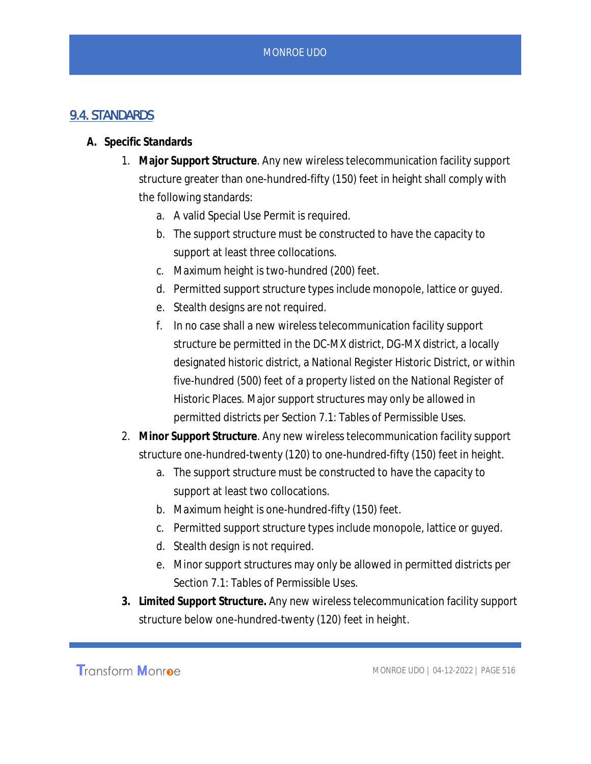## 9.4. STANDARDS

**A. Specific Standards**

1. **Major Support Structure**. Any new wireless telecommunication facility support structure greater than one-hundred-fifty (150) feet in height shall comply with the following standards:
   a. A valid Special Use Permit is required.
   b. The support structure must be constructed to have the capacity to support at least three collocations.
   c. Maximum height is two-hundred (200) feet.
   d. Permitted support structure types include monopole, lattice or guyed.
   e. Stealth designs are not required.
   f. In no case shall a new wireless telecommunication facility support structure be permitted in the DC-MX district, DG-MX district, a locally designated historic district, a National Register Historic District, or within five-hundred (500) feet of a property listed on the National Register of Historic Places. Major support structures may only be allowed in permitted districts per Section 7.1: Tables of Permissible Uses.
2. **Minor Support Structure**. Any new wireless telecommunication facility support structure one-hundred-twenty (120) to one-hundred-fifty (150) feet in height.
   a. The support structure must be constructed to have the capacity to support at least two collocations.
   b. Maximum height is one-hundred-fifty (150) feet.
   c. Permitted support structure types include monopole, lattice or guyed.
   d. Stealth design is not required.
   e. Minor support structures may only be allowed in permitted districts per Section 7.1: Tables of Permissible Uses.
3. **Limited Support Structure.** Any new wireless telecommunication facility support structure below one-hundred-twenty (120) feet in height.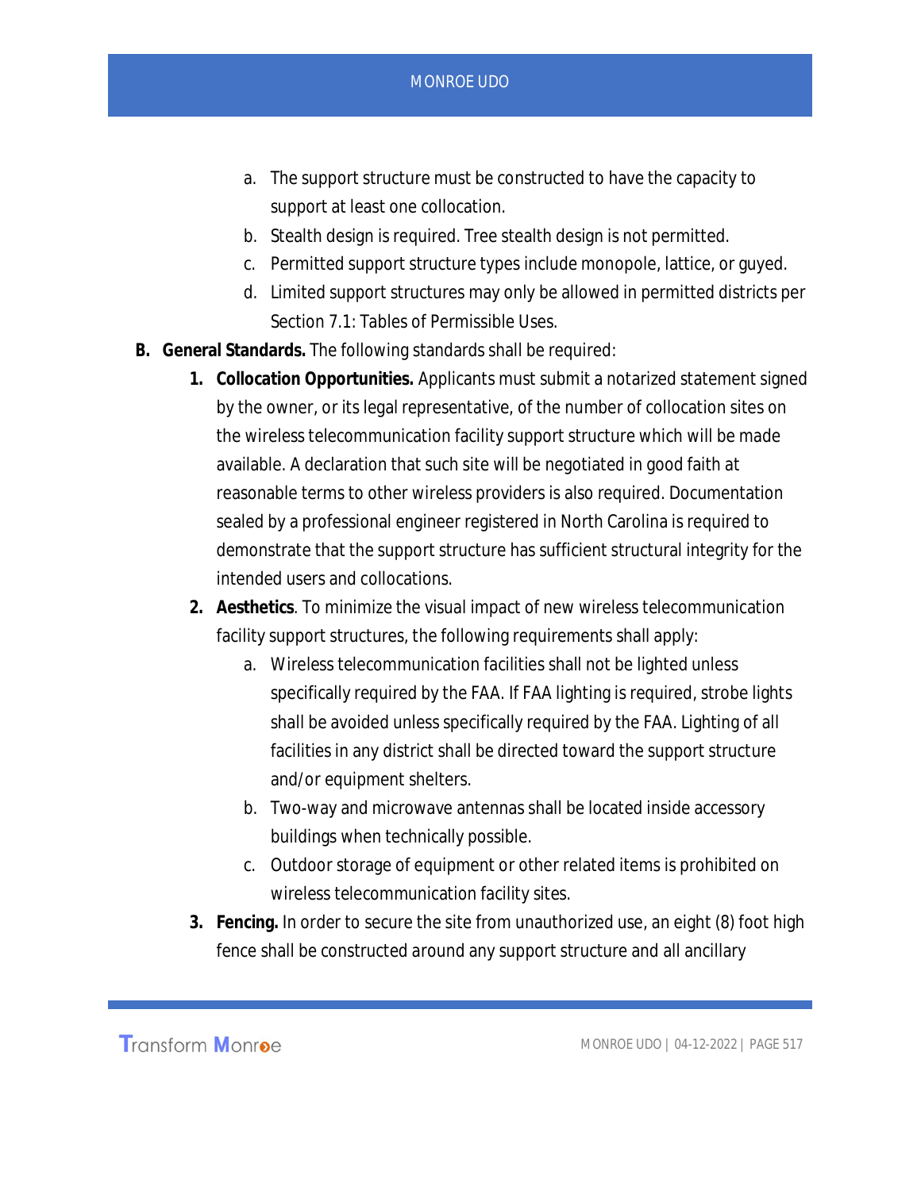a. The support structure must be constructed to have the capacity to support at least one collocation.
   b. Stealth design is required. Tree stealth design is not permitted.
   c. Permitted support structure types include monopole, lattice, or guyed.
   d. Limited support structures may only be allowed in permitted districts per Section 7.1: Tables of Permissible Uses.

**B. General Standards.** The following standards shall be required:

1. **Collocation Opportunities.** Applicants must submit a notarized statement signed by the owner, or its legal representative, of the number of collocation sites on the wireless telecommunication facility support structure which will be made available. A declaration that such site will be negotiated in good faith at reasonable terms to other wireless providers is also required. Documentation sealed by a professional engineer registered in North Carolina is required to demonstrate that the support structure has sufficient structural integrity for the intended users and collocations.
2. **Aesthetics**. To minimize the visual impact of new wireless telecommunication facility support structures, the following requirements shall apply:
   a. Wireless telecommunication facilities shall not be lighted unless specifically required by the FAA. If FAA lighting is required, strobe lights shall be avoided unless specifically required by the FAA. Lighting of all facilities in any district shall be directed toward the support structure and/or equipment shelters.
   b. Two-way and microwave antennas shall be located inside accessory buildings when technically possible.
   c. Outdoor storage of equipment or other related items is prohibited on wireless telecommunication facility sites.
3. **Fencing.** In order to secure the site from unauthorized use, an eight (8) foot high fence shall be constructed around any support structure and all ancillary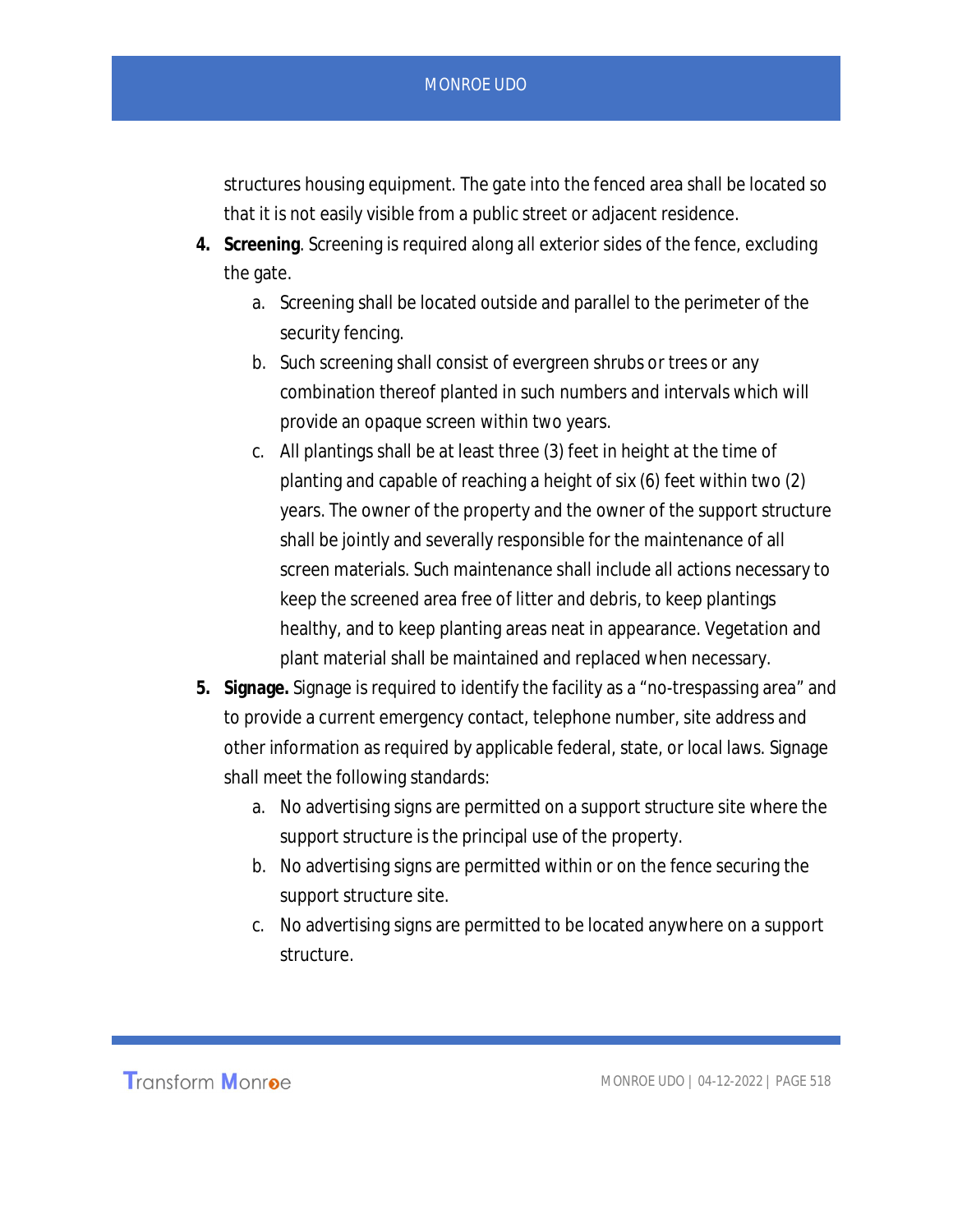structures housing equipment. The gate into the fenced area shall be located so that it is not easily visible from a public street or adjacent residence.

4. **Screening**. Screening is required along all exterior sides of the fence, excluding the gate.
    a. Screening shall be located outside and parallel to the perimeter of the security fencing.
    b. Such screening shall consist of evergreen shrubs or trees or any combination thereof planted in such numbers and intervals which will provide an opaque screen within two years.
    c. All plantings shall be at least three (3) feet in height at the time of planting and capable of reaching a height of six (6) feet within two (2) years. The owner of the property and the owner of the support structure shall be jointly and severally responsible for the maintenance of all screen materials. Such maintenance shall include all actions necessary to keep the screened area free of litter and debris, to keep plantings healthy, and to keep planting areas neat in appearance. Vegetation and plant material shall be maintained and replaced when necessary.
5. **Signage.** Signage is required to identify the facility as a "no-trespassing area" and to provide a current emergency contact, telephone number, site address and other information as required by applicable federal, state, or local laws. Signage shall meet the following standards:
    a. No advertising signs are permitted on a support structure site where the support structure is the principal use of the property.
    b. No advertising signs are permitted within or on the fence securing the support structure site.
    c. No advertising signs are permitted to be located anywhere on a support structure.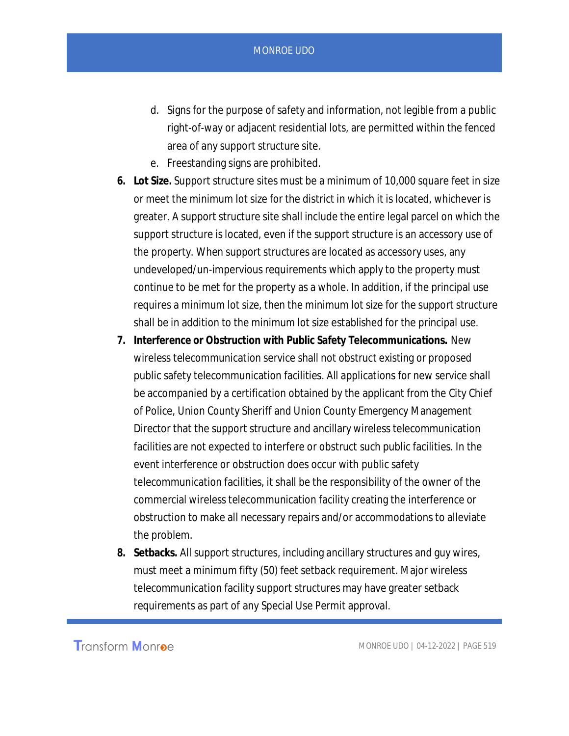d. Signs for the purpose of safety and information, not legible from a public right-of-way or adjacent residential lots, are permitted within the fenced area of any support structure site.
e. Freestanding signs are prohibited.

6. **Lot Size.** Support structure sites must be a minimum of 10,000 square feet in size or meet the minimum lot size for the district in which it is located, whichever is greater. A support structure site shall include the entire legal parcel on which the support structure is located, even if the support structure is an accessory use of the property. When support structures are located as accessory uses, any undeveloped/un-impervious requirements which apply to the property must continue to be met for the property as a whole. In addition, if the principal use requires a minimum lot size, then the minimum lot size for the support structure shall be in addition to the minimum lot size established for the principal use.
7. **Interference or Obstruction with Public Safety Telecommunications.** New wireless telecommunication service shall not obstruct existing or proposed public safety telecommunication facilities. All applications for new service shall be accompanied by a certification obtained by the applicant from the City Chief of Police, Union County Sheriff and Union County Emergency Management Director that the support structure and ancillary wireless telecommunication facilities are not expected to interfere or obstruct such public facilities. In the event interference or obstruction does occur with public safety telecommunication facilities, it shall be the responsibility of the owner of the commercial wireless telecommunication facility creating the interference or obstruction to make all necessary repairs and/or accommodations to alleviate the problem.
8. **Setbacks.** All support structures, including ancillary structures and guy wires, must meet a minimum fifty (50) feet setback requirement. Major wireless telecommunication facility support structures may have greater setback requirements as part of any Special Use Permit approval.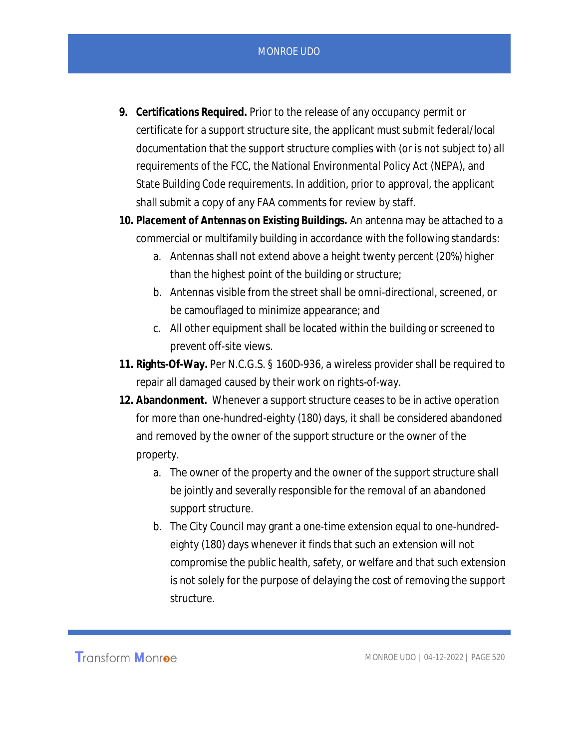9. **Certifications Required.** Prior to the release of any occupancy permit or certificate for a support structure site, the applicant must submit federal/local documentation that the support structure complies with (or is not subject to) all requirements of the FCC, the National Environmental Policy Act (NEPA), and State Building Code requirements. In addition, prior to approval, the applicant shall submit a copy of any FAA comments for review by staff.
10. **Placement of Antennas on Existing Buildings.** An antenna may be attached to a commercial or multifamily building in accordance with the following standards:
    a. Antennas shall not extend above a height twenty percent (20%) higher than the highest point of the building or structure;
    b. Antennas visible from the street shall be omni-directional, screened, or be camouflaged to minimize appearance; and
    c. All other equipment shall be located within the building or screened to prevent off-site views.
11. **Rights-Of-Way.** Per N.C.G.S. § 160D-936, a wireless provider shall be required to repair all damaged caused by their work on rights-of-way.
12. **Abandonment.** Whenever a support structure ceases to be in active operation for more than one-hundred-eighty (180) days, it shall be considered abandoned and removed by the owner of the support structure or the owner of the property.
    a. The owner of the property and the owner of the support structure shall be jointly and severally responsible for the removal of an abandoned support structure.
    b. The City Council may grant a one-time extension equal to one-hundred-eighty (180) days whenever it finds that such an extension will not compromise the public health, safety, or welfare and that such extension is not solely for the purpose of delaying the cost of removing the support structure.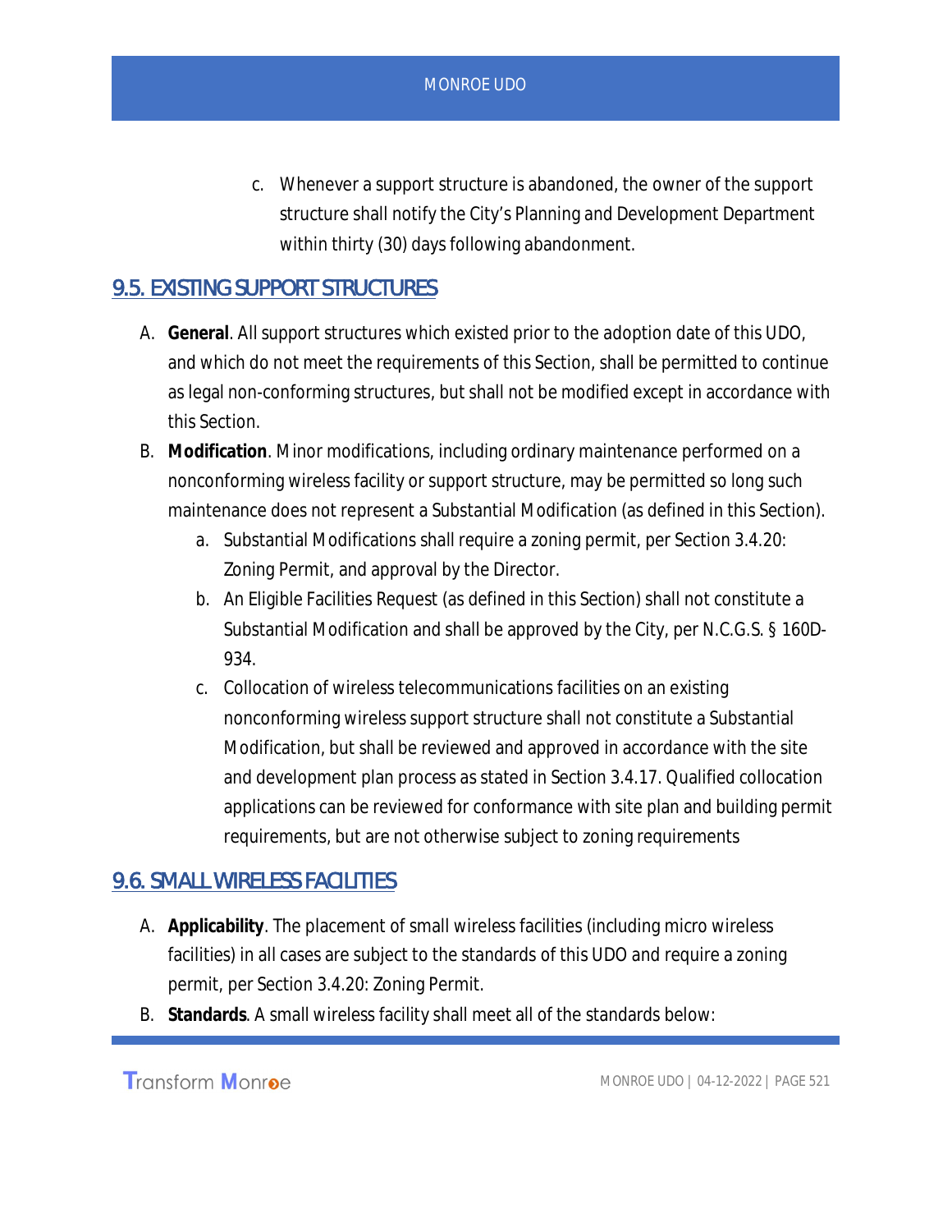c. Whenever a support structure is abandoned, the owner of the support structure shall notify the City's Planning and Development Department within thirty (30) days following abandonment.

## 9.5. EXISTING SUPPORT STRUCTURES

A. **General**. All support structures which existed prior to the adoption date of this UDO, and which do not meet the requirements of this Section, shall be permitted to continue as legal non-conforming structures, but shall not be modified except in accordance with this Section.

B. **Modification**. Minor modifications, including ordinary maintenance performed on a nonconforming wireless facility or support structure, may be permitted so long such maintenance does not represent a Substantial Modification (as defined in this Section).

   a. Substantial Modifications shall require a zoning permit, per Section 3.4.20: Zoning Permit, and approval by the Director.

   b. An Eligible Facilities Request (as defined in this Section) shall not constitute a Substantial Modification and shall be approved by the City, per N.C.G.S. § 160D-934.

   c. Collocation of wireless telecommunications facilities on an existing nonconforming wireless support structure shall not constitute a Substantial Modification, but shall be reviewed and approved in accordance with the site and development plan process as stated in Section 3.4.17. Qualified collocation applications can be reviewed for conformance with site plan and building permit requirements, but are not otherwise subject to zoning requirements

## 9.6. SMALL WIRELESS FACILITIES

A. **Applicability**. The placement of small wireless facilities (including micro wireless facilities) in all cases are subject to the standards of this UDO and require a zoning permit, per Section 3.4.20: Zoning Permit.

B. **Standards**. A small wireless facility shall meet all of the standards below: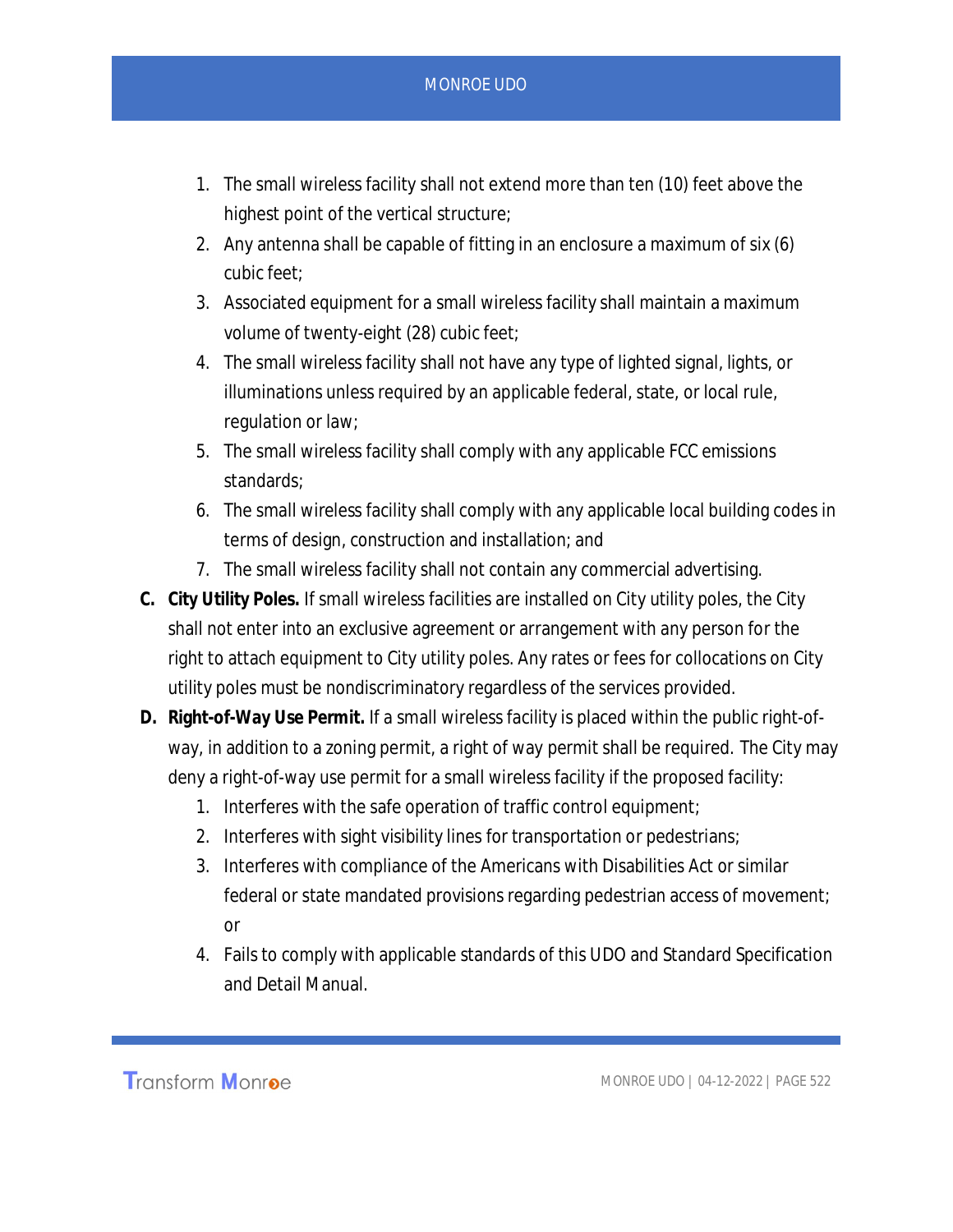1. The small wireless facility shall not extend more than ten (10) feet above the highest point of the vertical structure;
2. Any antenna shall be capable of fitting in an enclosure a maximum of six (6) cubic feet;
3. Associated equipment for a small wireless facility shall maintain a maximum volume of twenty-eight (28) cubic feet;
4. The small wireless facility shall not have any type of lighted signal, lights, or illuminations unless required by an applicable federal, state, or local rule, regulation or law;
5. The small wireless facility shall comply with any applicable FCC emissions standards;
6. The small wireless facility shall comply with any applicable local building codes in terms of design, construction and installation; and
7. The small wireless facility shall not contain any commercial advertising.

**C. City Utility Poles.** If small wireless facilities are installed on City utility poles, the City shall not enter into an exclusive agreement or arrangement with any person for the right to attach equipment to City utility poles. Any rates or fees for collocations on City utility poles must be nondiscriminatory regardless of the services provided.

**D. Right-of-Way Use Permit.** If a small wireless facility is placed within the public right-of-way, in addition to a zoning permit, a right of way permit shall be required. The City may deny a right-of-way use permit for a small wireless facility if the proposed facility:

1. Interferes with the safe operation of traffic control equipment;
2. Interferes with sight visibility lines for transportation or pedestrians;
3. Interferes with compliance of the Americans with Disabilities Act or similar federal or state mandated provisions regarding pedestrian access of movement; or
4. Fails to comply with applicable standards of this UDO and Standard Specification and Detail Manual.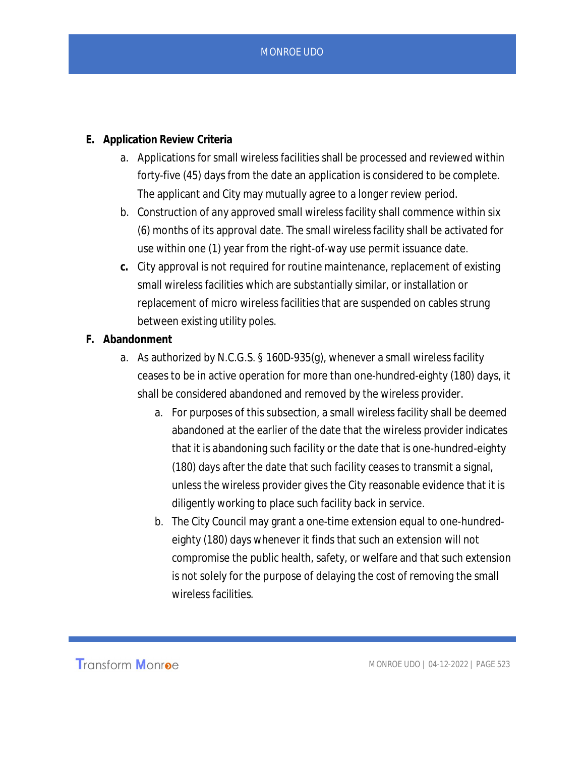**E. Application Review Criteria**

a. Applications for small wireless facilities shall be processed and reviewed within forty-five (45) days from the date an application is considered to be complete. The applicant and City may mutually agree to a longer review period.

b. Construction of any approved small wireless facility shall commence within six (6) months of its approval date. The small wireless facility shall be activated for use within one (1) year from the right-of-way use permit issuance date.

**c.** City approval is not required for routine maintenance, replacement of existing small wireless facilities which are substantially similar, or installation or replacement of micro wireless facilities that are suspended on cables strung between existing utility poles.

**F. Abandonment**

a. As authorized by N.C.G.S. § 160D-935(g), whenever a small wireless facility ceases to be in active operation for more than one-hundred-eighty (180) days, it shall be considered abandoned and removed by the wireless provider.

   a. For purposes of this subsection, a small wireless facility shall be deemed abandoned at the earlier of the date that the wireless provider indicates that it is abandoning such facility or the date that is one-hundred-eighty (180) days after the date that such facility ceases to transmit a signal, unless the wireless provider gives the City reasonable evidence that it is diligently working to place such facility back in service.

   b. The City Council may grant a one-time extension equal to one-hundred-eighty (180) days whenever it finds that such an extension will not compromise the public health, safety, or welfare and that such extension is not solely for the purpose of delaying the cost of removing the small wireless facilities.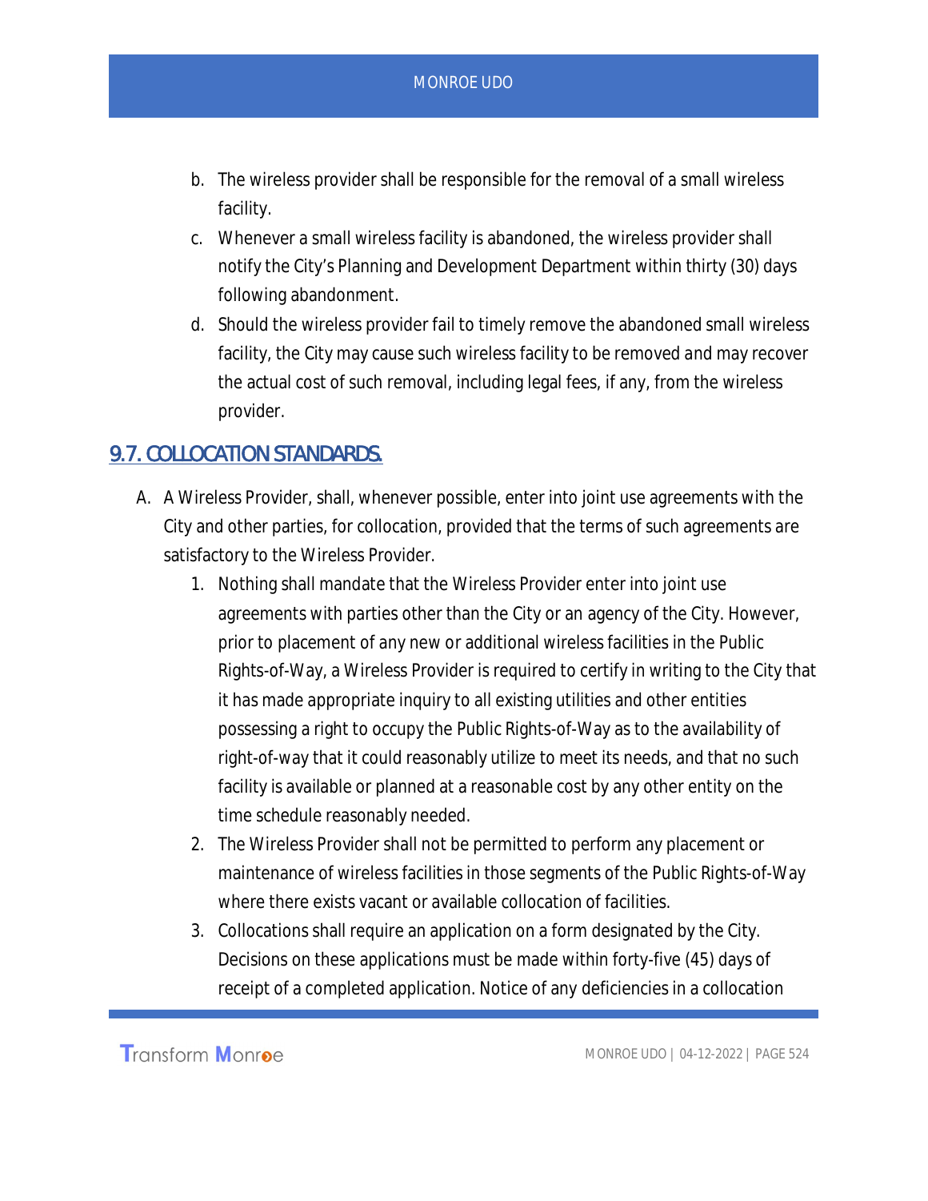b. The wireless provider shall be responsible for the removal of a small wireless facility.
c. Whenever a small wireless facility is abandoned, the wireless provider shall notify the City's Planning and Development Department within thirty (30) days following abandonment.
d. Should the wireless provider fail to timely remove the abandoned small wireless facility, the City may cause such wireless facility to be removed and may recover the actual cost of such removal, including legal fees, if any, from the wireless provider.

## 9.7. COLLOCATION STANDARDS.

A. A Wireless Provider, shall, whenever possible, enter into joint use agreements with the City and other parties, for collocation, provided that the terms of such agreements are satisfactory to the Wireless Provider.
   1. Nothing shall mandate that the Wireless Provider enter into joint use agreements with parties other than the City or an agency of the City. However, prior to placement of any new or additional wireless facilities in the Public Rights-of-Way, a Wireless Provider is required to certify in writing to the City that it has made appropriate inquiry to all existing utilities and other entities possessing a right to occupy the Public Rights-of-Way as to the availability of right-of-way that it could reasonably utilize to meet its needs, and that no such facility is available or planned at a reasonable cost by any other entity on the time schedule reasonably needed.
   2. The Wireless Provider shall not be permitted to perform any placement or maintenance of wireless facilities in those segments of the Public Rights-of-Way where there exists vacant or available collocation of facilities.
   3. Collocations shall require an application on a form designated by the City. Decisions on these applications must be made within forty-five (45) days of receipt of a completed application. Notice of any deficiencies in a collocation